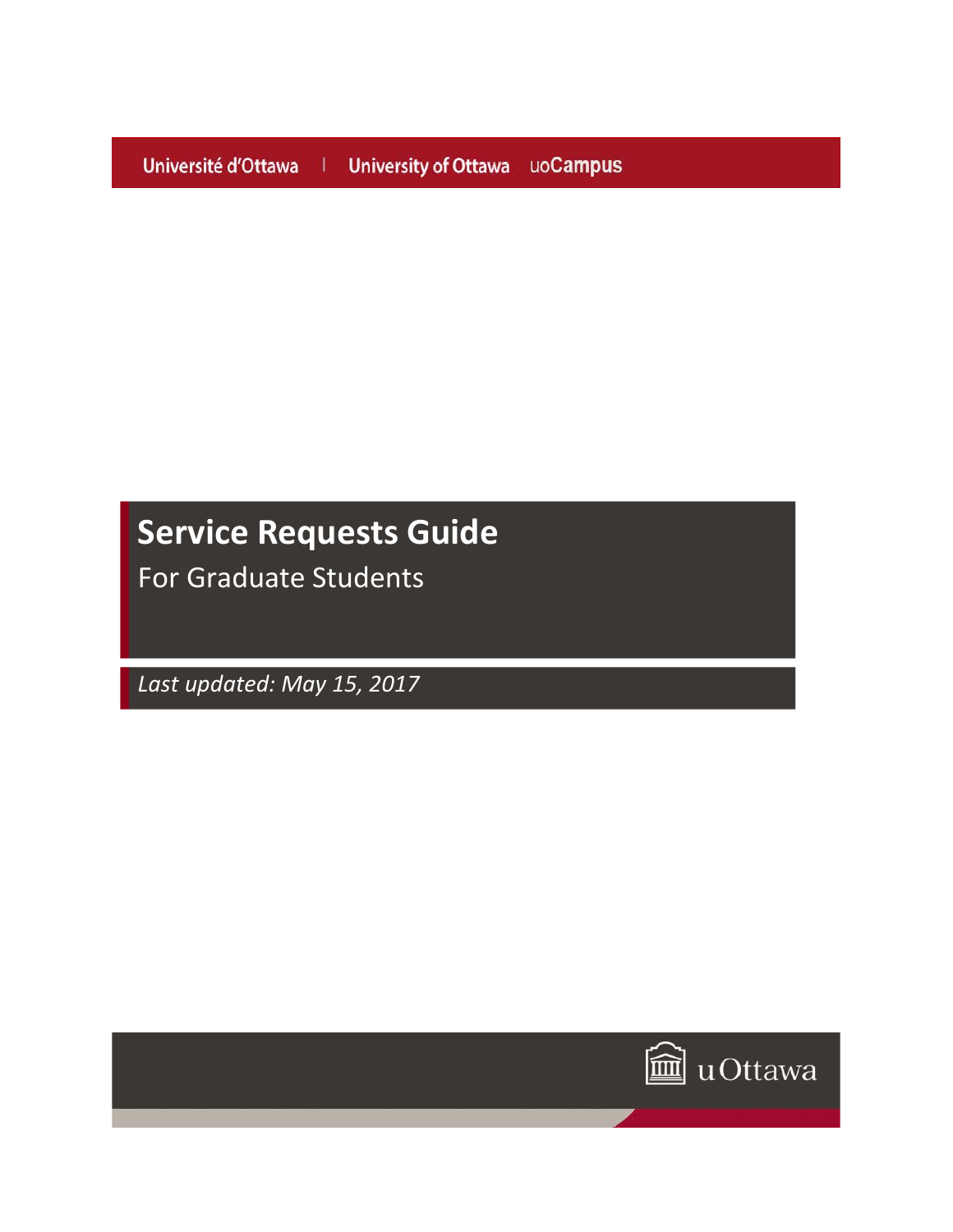Université d'Ottawa | University of Ottawa uoCampus

# Service Requests Guide

For Graduate Students

*Last updated: May 15, 2017*

uOttawa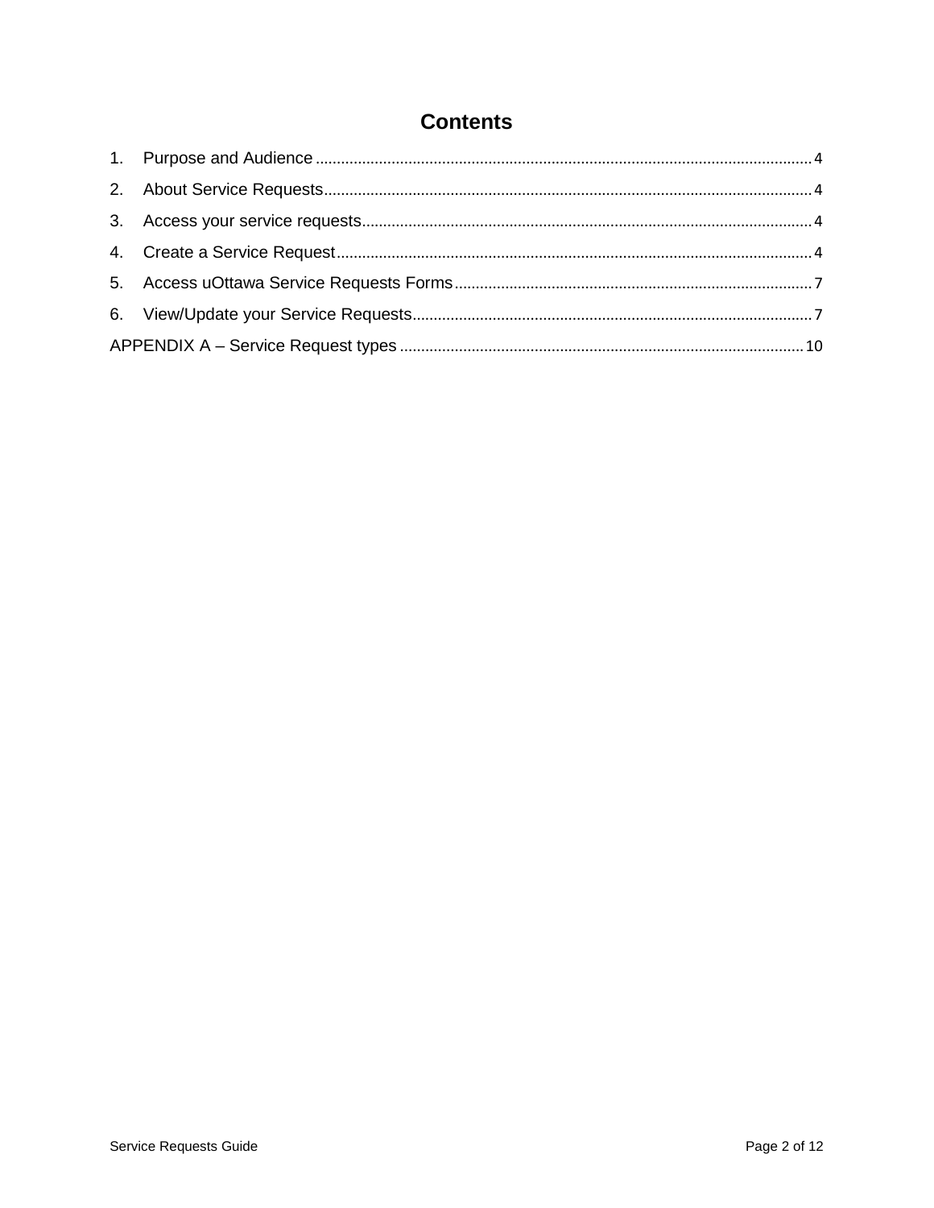# Contents

1. Purpose and Audience ..................................................... 4
2. About Service Requests ..................................................... 4
3. Access your service requests ..................................................... 4
4. Create a Service Request ..................................................... 4
5. Access uOttawa Service Requests Forms ..................................................... 7
6. View/Update your Service Requests ..................................................... 7

APPENDIX A – Service Request types ..................................................... 10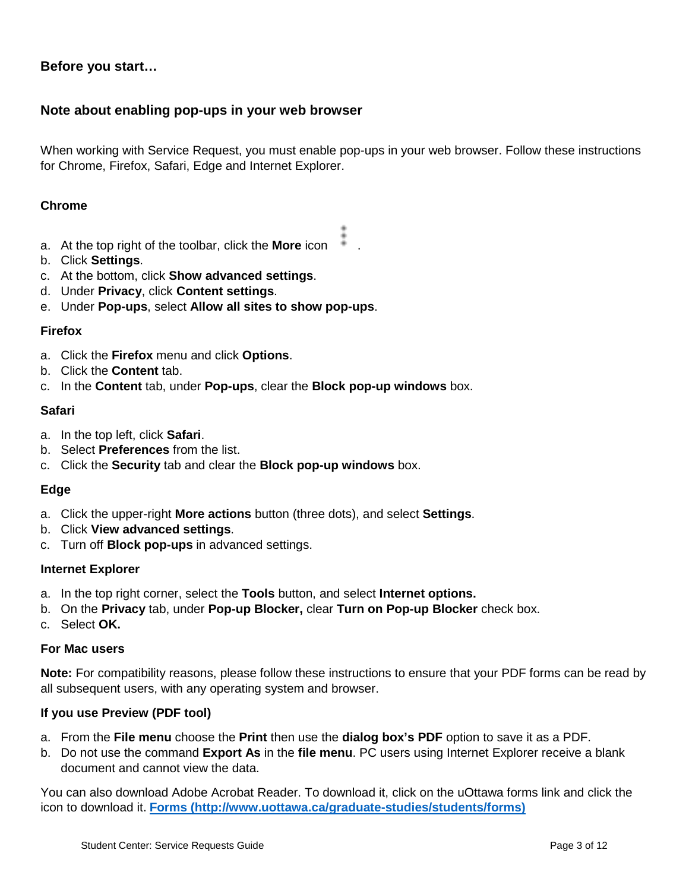## Before you start…

### Note about enabling pop-ups in your web browser

When working with Service Request, you must enable pop-ups in your web browser. Follow these instructions for Chrome, Firefox, Safari, Edge and Internet Explorer.

#### Chrome

a. At the top right of the toolbar, click the **More** icon ⋮ .
b. Click **Settings**.
c. At the bottom, click **Show advanced settings**.
d. Under **Privacy**, click **Content settings**.
e. Under **Pop-ups**, select **Allow all sites to show pop-ups**.

#### Firefox

a. Click the **Firefox** menu and click **Options**.
b. Click the **Content** tab.
c. In the **Content** tab, under **Pop-ups**, clear the **Block pop-up windows** box.

#### Safari

a. In the top left, click **Safari**.
b. Select **Preferences** from the list.
c. Click the **Security** tab and clear the **Block pop-up windows** box.

#### Edge

a. Click the upper-right **More actions** button (three dots), and select **Settings**.
b. Click **View advanced settings**.
c. Turn off **Block pop-ups** in advanced settings.

#### Internet Explorer

a. In the top right corner, select the **Tools** button, and select **Internet options.**
b. On the **Privacy** tab, under **Pop-up Blocker,** clear **Turn on Pop-up Blocker** check box.
c. Select **OK.**

#### For Mac users

**Note:** For compatibility reasons, please follow these instructions to ensure that your PDF forms can be read by all subsequent users, with any operating system and browser.

#### If you use Preview (PDF tool)

a. From the **File menu** choose the **Print** then use the **dialog box's PDF** option to save it as a PDF.
b. Do not use the command **Export As** in the **file menu**. PC users using Internet Explorer receive a blank document and cannot view the data.

You can also download Adobe Acrobat Reader. To download it, click on the uOttawa forms link and click the icon to download it. **[Forms (http://www.uottawa.ca/graduate-studies/students/forms)](http://www.uottawa.ca/graduate-studies/students/forms)**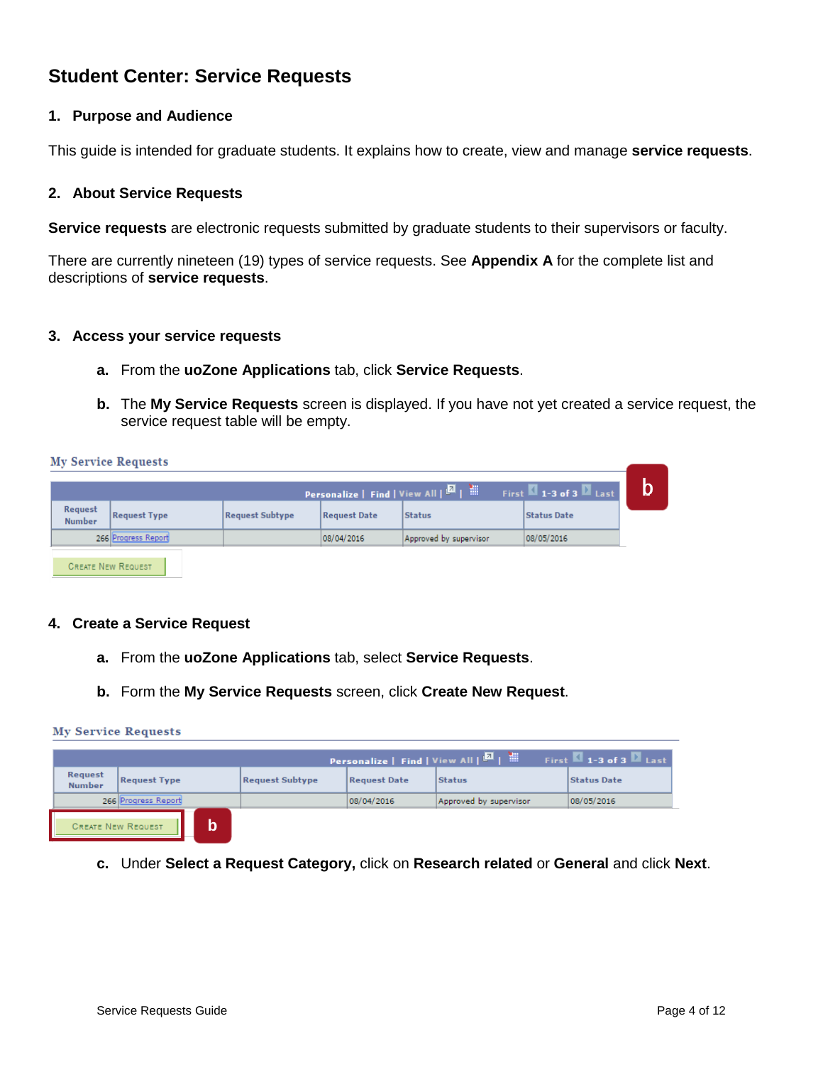# Student Center: Service Requests

## 1. Purpose and Audience

This guide is intended for graduate students. It explains how to create, view and manage **service requests**.

## 2. About Service Requests

**Service requests** are electronic requests submitted by graduate students to their supervisors or faculty.

There are currently nineteen (19) types of service requests. See **Appendix A** for the complete list and descriptions of **service requests**.

## 3. Access your service requests

**a.** From the **uoZone Applications** tab, click **Service Requests**.

**b.** The **My Service Requests** screen is displayed. If you have not yet created a service request, the service request table will be empty.

My Service Requests

| Request Number | Request Type | Request Subtype | Request Date | Status | Status Date |
|---|---|---|---|---|---|
| 266 | Progress Report | | 08/04/2016 | Approved by supervisor | 08/05/2016 |

Create New Request

## 4. Create a Service Request

**a.** From the **uoZone Applications** tab, select **Service Requests**.

**b.** Form the **My Service Requests** screen, click **Create New Request**.

My Service Requests

| Request Number | Request Type | Request Subtype | Request Date | Status | Status Date |
|---|---|---|---|---|---|
| 266 | Progress Report | | 08/04/2016 | Approved by supervisor | 08/05/2016 |

Create New Request

**c.** Under **Select a Request Category,** click on **Research related** or **General** and click **Next**.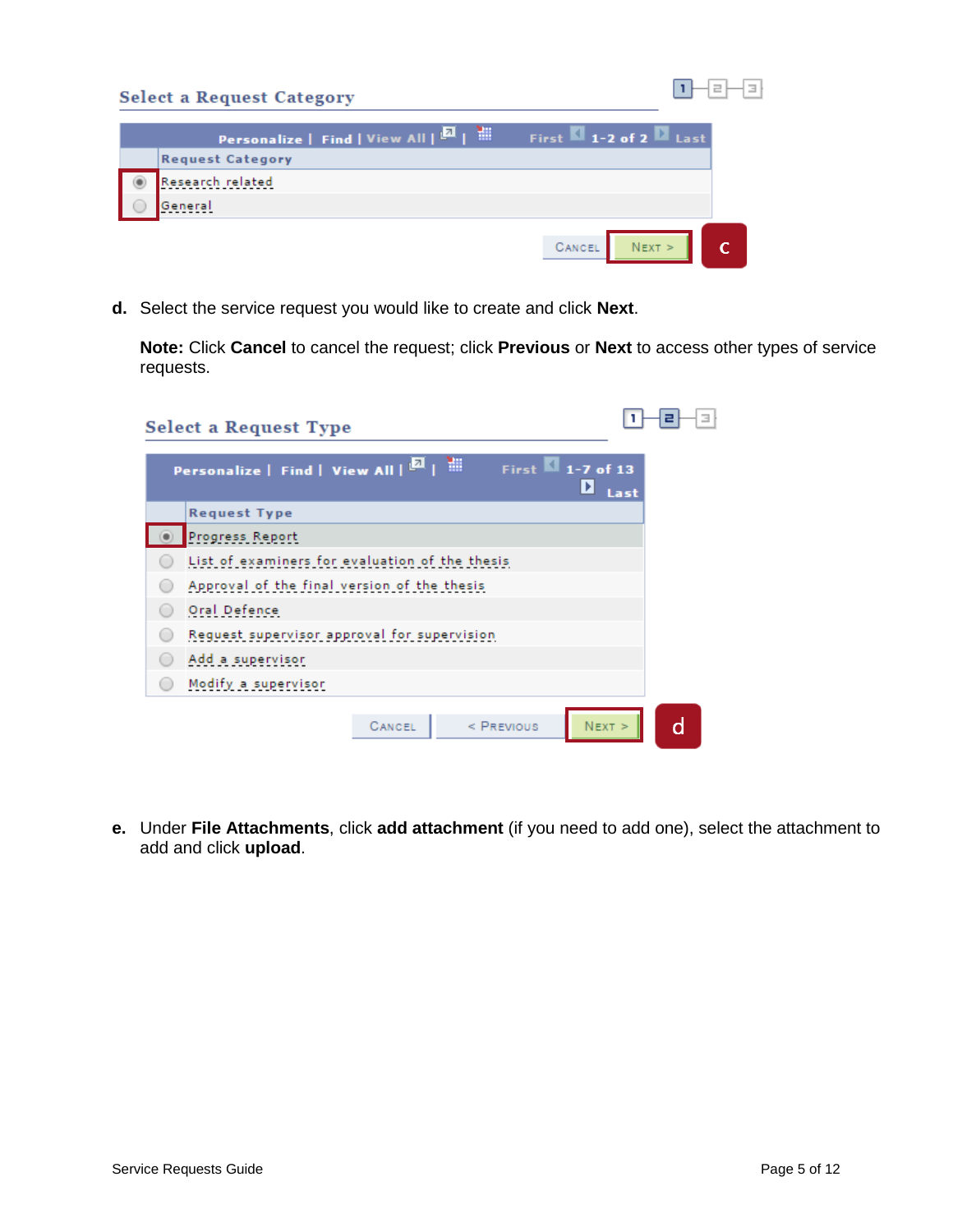**Select a Request Category**

| Request Category |
|---|
| Research related |
| General |

CANCEL | NEXT >

c

**d.** Select the service request you would like to create and click **Next**.

**Note:** Click **Cancel** to cancel the request; click **Previous** or **Next** to access other types of service requests.

**Select a Request Type**

| Request Type |
|---|
| Progress Report |
| List of examiners for evaluation of the thesis |
| Approval of the final version of the thesis |
| Oral Defence |
| Request supervisor approval for supervision |
| Add a supervisor |
| Modify a supervisor |

CANCEL | < PREVIOUS | NEXT >

d

**e.** Under **File Attachments**, click **add attachment** (if you need to add one), select the attachment to add and click **upload**.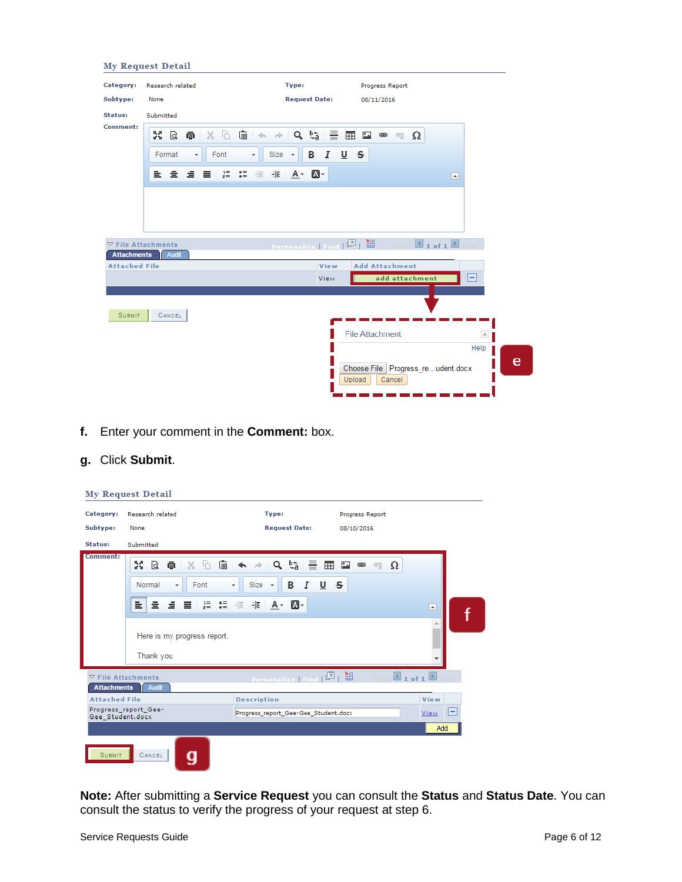**My Request Detail**

**Category:** Research related **Type:** Progress Report

**Subtype:** None **Request Date:** 08/11/2016

**Status:** Submitted

**Comment:**

File Attachments

Attachments | Audit

| Attached File | View | Add Attachment |
|---|---|---|
| | View | add attachment |

Submit Cancel

File Attachment

Help

Choose File Progress_re...udent.docx

Upload Cancel

e

f. Enter your comment in the **Comment:** box.

g. Click **Submit**.

**My Request Detail**

**Category:** Research related **Type:** Progress Report

**Subtype:** None **Request Date:** 08/10/2016

**Status:** Submitted

**Comment:**

Here is my progress report.

Thank you.

f

File Attachments

Attachments | Audit

| Attached File | Description | View |
|---|---|---|
| Progress_report_Gee-Gee_Student.docx | Progress_report_Gee-Gee_Student.docx | View |

Add

Submit Cancel g

**Note:** After submitting a **Service Request** you can consult the **Status** and **Status Date**. You can consult the status to verify the progress of your request at step 6.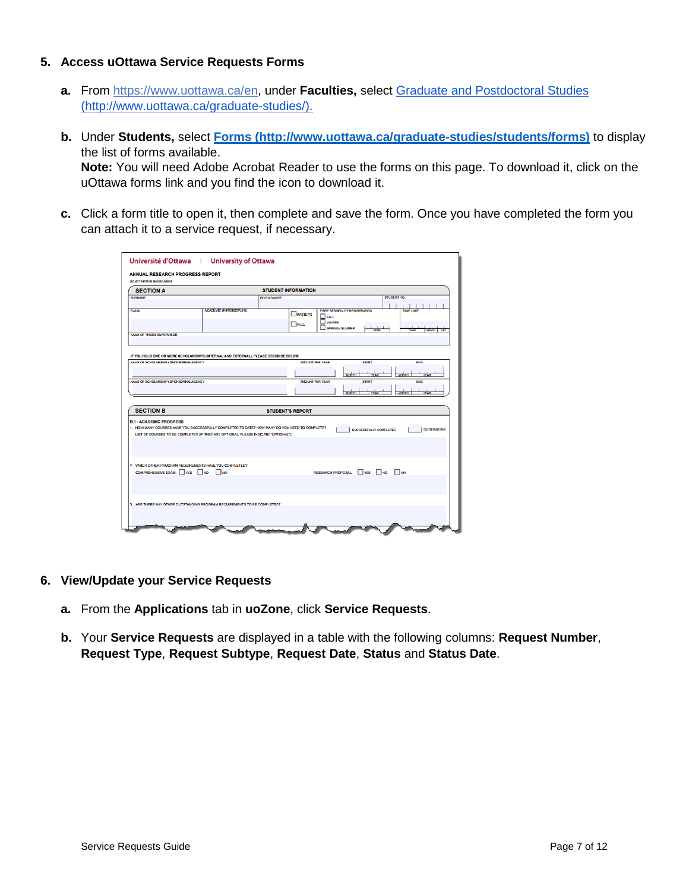5. **Access uOttawa Service Requests Forms**

   a. From https://www.uottawa.ca/en, under **Faculties,** select Graduate and Postdoctoral Studies (http://www.uottawa.ca/graduate-studies/).

   b. Under **Students,** select **Forms (http://www.uottawa.ca/graduate-studies/students/forms)** to display the list of forms available.
   **Note:** You will need Adobe Acrobat Reader to use the forms on this page. To download it, click on the uOttawa forms link and you find the icon to download it.

   c. Click a form title to open it, then complete and save the form. Once you have completed the form you can attach it to a service request, if necessary.

6. **View/Update your Service Requests**

   a. From the **Applications** tab in **uoZone**, click **Service Requests**.

   b. Your **Service Requests** are displayed in a table with the following columns: **Request Number**, **Request Type**, **Request Subtype**, **Request Date**, **Status** and **Status Date**.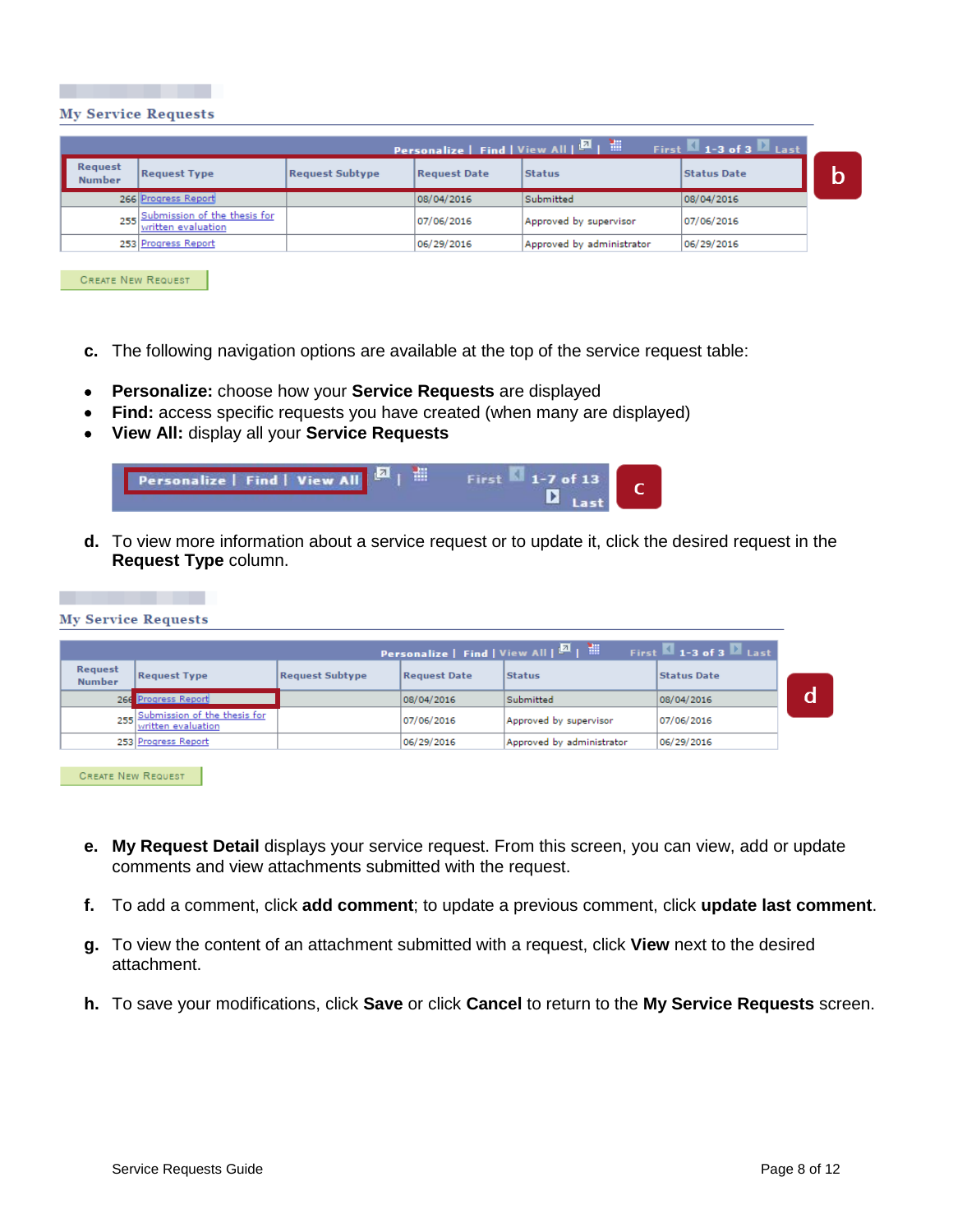**My Service Requests**

Personalize | Find | View All | First 1-3 of 3 Last

| Request Number | Request Type | Request Subtype | Request Date | Status | Status Date |
|---|---|---|---|---|---|
| 266 | Progress Report | | 08/04/2016 | Submitted | 08/04/2016 |
| 255 | Submission of the thesis for written evaluation | | 07/06/2016 | Approved by supervisor | 07/06/2016 |
| 253 | Progress Report | | 06/29/2016 | Approved by administrator | 06/29/2016 |

CREATE NEW REQUEST

b

c. The following navigation options are available at the top of the service request table:

- **Personalize:** choose how your **Service Requests** are displayed
- **Find:** access specific requests you have created (when many are displayed)
- **View All:** display all your **Service Requests**

Personalize | Find | View All | First 1-7 of 13 Last

c

d. To view more information about a service request or to update it, click the desired request in the **Request Type** column.

**My Service Requests**

Personalize | Find | View All | First 1-3 of 3 Last

| Request Number | Request Type | Request Subtype | Request Date | Status | Status Date |
|---|---|---|---|---|---|
| 266 | Progress Report | | 08/04/2016 | Submitted | 08/04/2016 |
| 255 | Submission of the thesis for written evaluation | | 07/06/2016 | Approved by supervisor | 07/06/2016 |
| 253 | Progress Report | | 06/29/2016 | Approved by administrator | 06/29/2016 |

CREATE NEW REQUEST

d

e. **My Request Detail** displays your service request. From this screen, you can view, add or update comments and view attachments submitted with the request.

f. To add a comment, click **add comment**; to update a previous comment, click **update last comment**.

g. To view the content of an attachment submitted with a request, click **View** next to the desired attachment.

h. To save your modifications, click **Save** or click **Cancel** to return to the **My Service Requests** screen.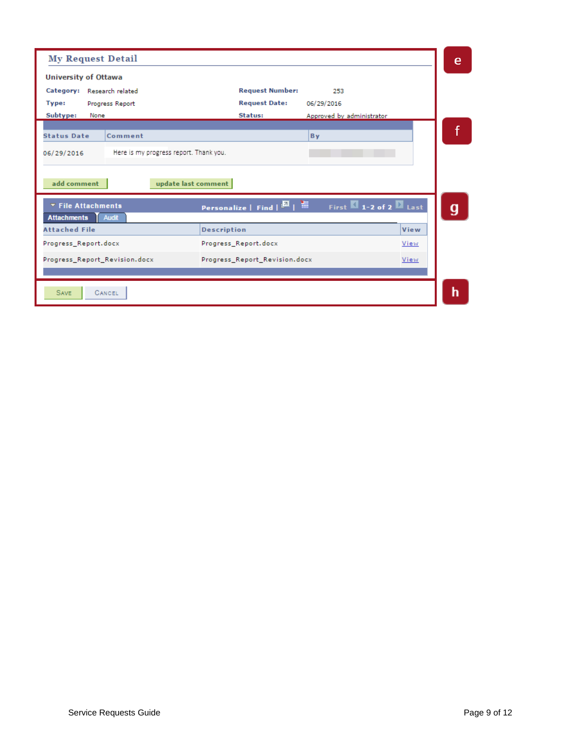**e**

## My Request Detail

**University of Ottawa**

**Category:** Research related

**Type:** Progress Report

**Subtype:** None

**Request Number:** 253

**Request Date:** 06/29/2016

**Status:** Approved by administrator

**f**

| Status Date | Comment | By |
|---|---|---|
| 06/29/2016 | Here is my progress report. Thank you. | |

add comment | update last comment

**g**

**File Attachments** — Personalize | Find | First 1-2 of 2 Last

Attachments | Audit

| Attached File | Description | View |
|---|---|---|
| Progress_Report.docx | Progress_Report.docx | View |
| Progress_Report_Revision.docx | Progress_Report_Revision.docx | View |

**h**

SAVE | CANCEL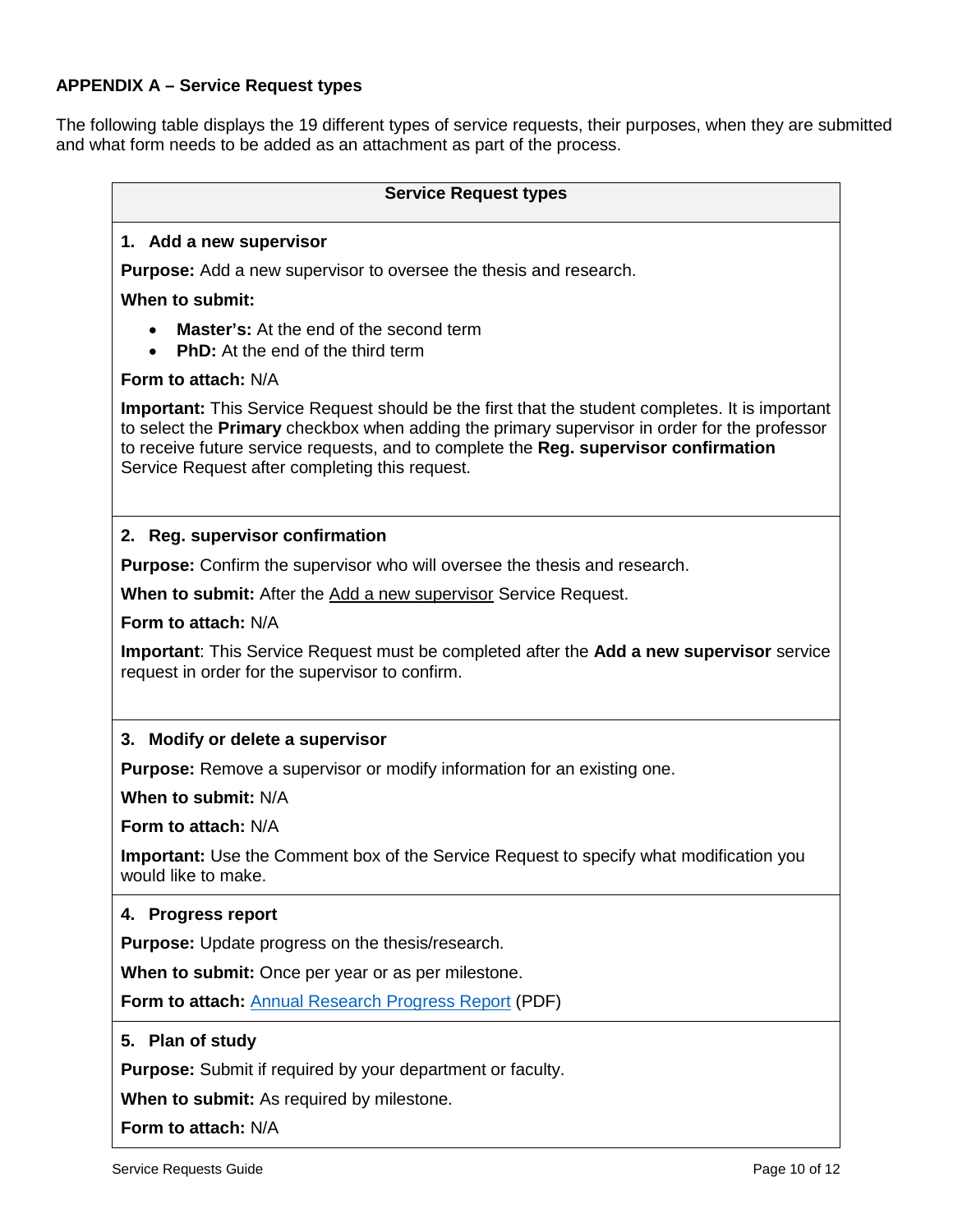## APPENDIX A – Service Request types

The following table displays the 19 different types of service requests, their purposes, when they are submitted and what form needs to be added as an attachment as part of the process.

### Service Request types

**1. Add a new supervisor**

**Purpose:** Add a new supervisor to oversee the thesis and research.

**When to submit:**

- **Master's:** At the end of the second term
- **PhD:** At the end of the third term

**Form to attach:** N/A

**Important:** This Service Request should be the first that the student completes. It is important to select the **Primary** checkbox when adding the primary supervisor in order for the professor to receive future service requests, and to complete the **Reg. supervisor confirmation** Service Request after completing this request.

**2. Reg. supervisor confirmation**

**Purpose:** Confirm the supervisor who will oversee the thesis and research.

**When to submit:** After the Add a new supervisor Service Request.

**Form to attach:** N/A

**Important**: This Service Request must be completed after the **Add a new supervisor** service request in order for the supervisor to confirm.

**3. Modify or delete a supervisor**

**Purpose:** Remove a supervisor or modify information for an existing one.

**When to submit:** N/A

**Form to attach:** N/A

**Important:** Use the Comment box of the Service Request to specify what modification you would like to make.

**4. Progress report**

**Purpose:** Update progress on the thesis/research.

**When to submit:** Once per year or as per milestone.

**Form to attach:** Annual Research Progress Report (PDF)

**5. Plan of study**

**Purpose:** Submit if required by your department or faculty.

**When to submit:** As required by milestone.

**Form to attach:** N/A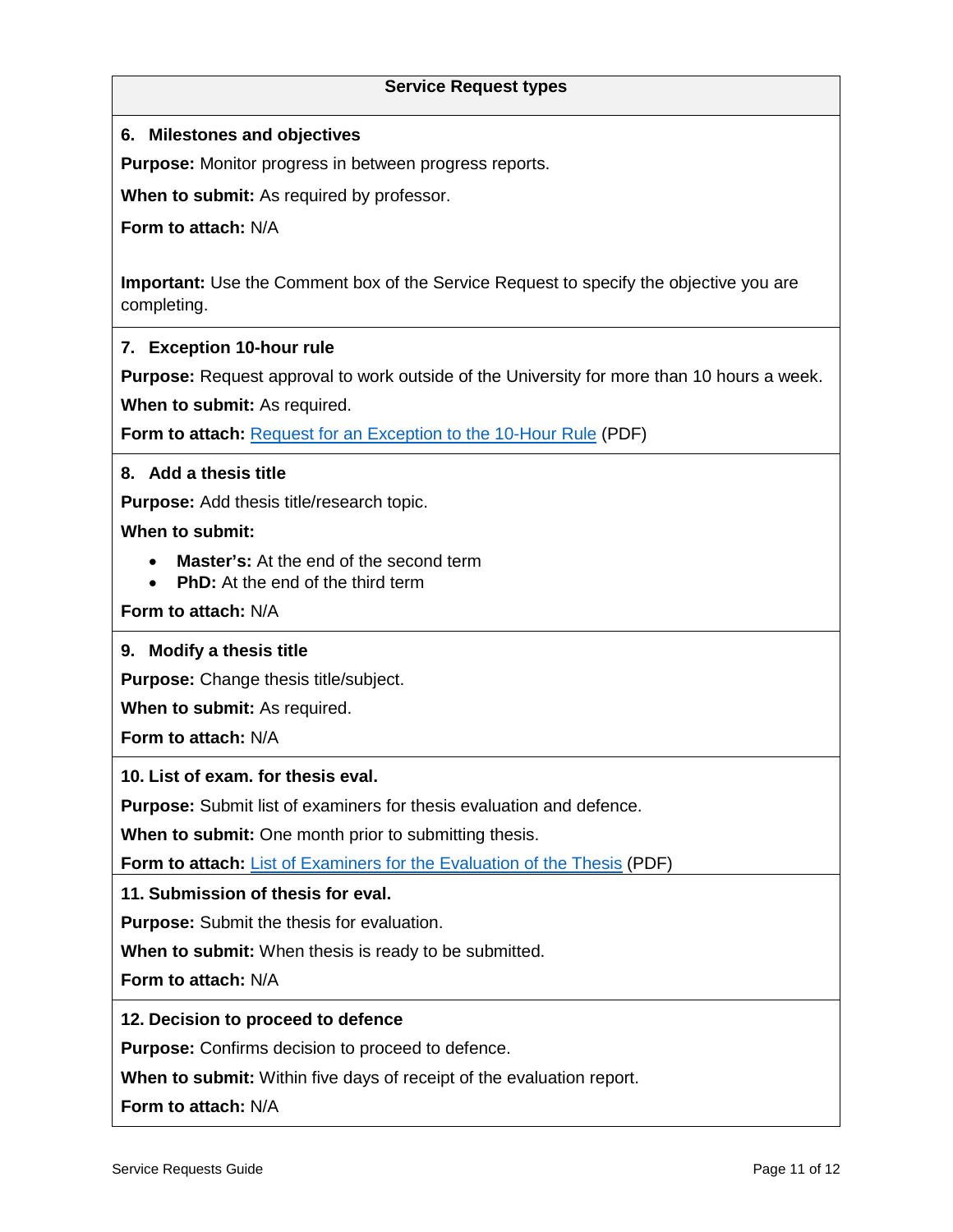| Service Request types |
| --- |
| **6. Milestones and objectives**<br>**Purpose:** Monitor progress in between progress reports.<br>**When to submit:** As required by professor.<br>**Form to attach:** N/A<br><br>**Important:** Use the Comment box of the Service Request to specify the objective you are completing. |
| **7. Exception 10-hour rule**<br>**Purpose:** Request approval to work outside of the University for more than 10 hours a week.<br>**When to submit:** As required.<br>**Form to attach:** Request for an Exception to the 10-Hour Rule (PDF) |
| **8. Add a thesis title**<br>**Purpose:** Add thesis title/research topic.<br>**When to submit:**<br>• **Master's:** At the end of the second term<br>• **PhD:** At the end of the third term<br>**Form to attach:** N/A |
| **9. Modify a thesis title**<br>**Purpose:** Change thesis title/subject.<br>**When to submit:** As required.<br>**Form to attach:** N/A |
| **10. List of exam. for thesis eval.**<br>**Purpose:** Submit list of examiners for thesis evaluation and defence.<br>**When to submit:** One month prior to submitting thesis.<br>**Form to attach:** List of Examiners for the Evaluation of the Thesis (PDF) |
| **11. Submission of thesis for eval.**<br>**Purpose:** Submit the thesis for evaluation.<br>**When to submit:** When thesis is ready to be submitted.<br>**Form to attach:** N/A |
| **12. Decision to proceed to defence**<br>**Purpose:** Confirms decision to proceed to defence.<br>**When to submit:** Within five days of receipt of the evaluation report.<br>**Form to attach:** N/A |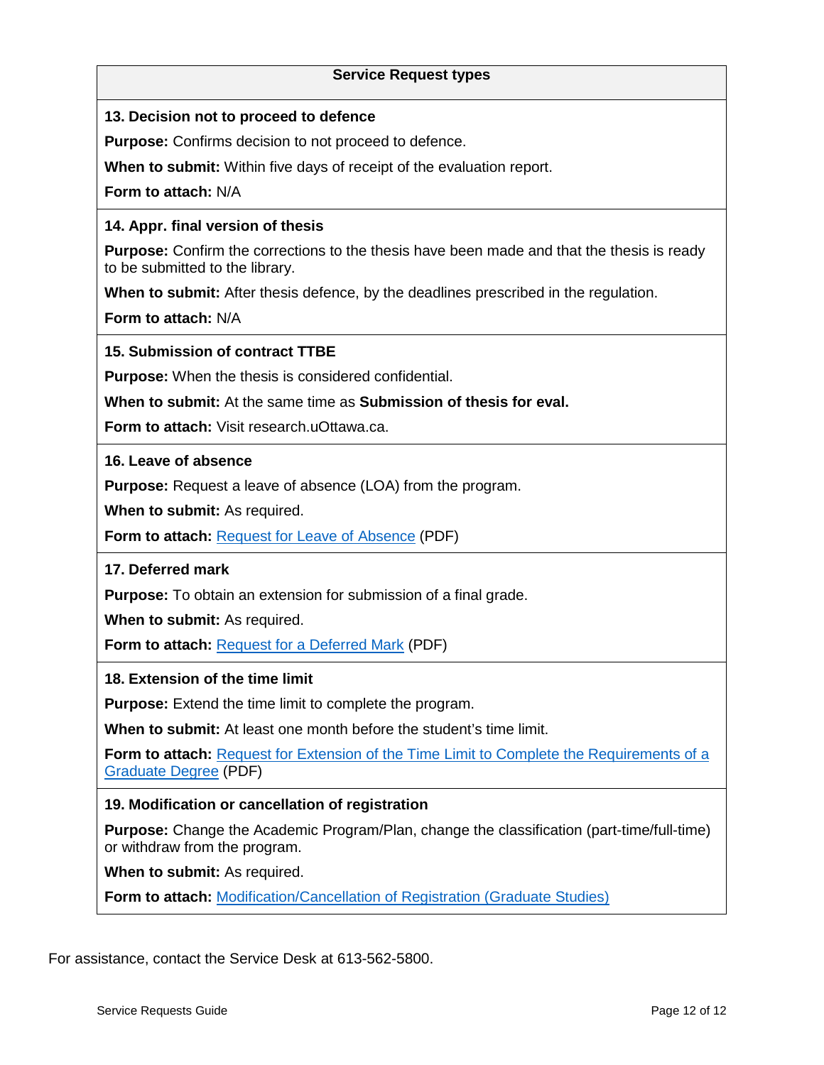| Service Request types |
| --- |
| **13. Decision not to proceed to defence**<br><br>**Purpose:** Confirms decision to not proceed to defence.<br><br>**When to submit:** Within five days of receipt of the evaluation report.<br><br>**Form to attach:** N/A |
| **14. Appr. final version of thesis**<br><br>**Purpose:** Confirm the corrections to the thesis have been made and that the thesis is ready to be submitted to the library.<br><br>**When to submit:** After thesis defence, by the deadlines prescribed in the regulation.<br><br>**Form to attach:** N/A |
| **15. Submission of contract TTBE**<br><br>**Purpose:** When the thesis is considered confidential.<br><br>**When to submit:** At the same time as **Submission of thesis for eval.**<br><br>**Form to attach:** Visit research.uOttawa.ca. |
| **16. Leave of absence**<br><br>**Purpose:** Request a leave of absence (LOA) from the program.<br><br>**When to submit:** As required.<br><br>**Form to attach:** Request for Leave of Absence (PDF) |
| **17. Deferred mark**<br><br>**Purpose:** To obtain an extension for submission of a final grade.<br><br>**When to submit:** As required.<br><br>**Form to attach:** Request for a Deferred Mark (PDF) |
| **18. Extension of the time limit**<br><br>**Purpose:** Extend the time limit to complete the program.<br><br>**When to submit:** At least one month before the student's time limit.<br><br>**Form to attach:** Request for Extension of the Time Limit to Complete the Requirements of a Graduate Degree (PDF) |
| **19. Modification or cancellation of registration**<br><br>**Purpose:** Change the Academic Program/Plan, change the classification (part-time/full-time) or withdraw from the program.<br><br>**When to submit:** As required.<br><br>**Form to attach:** Modification/Cancellation of Registration (Graduate Studies) |

For assistance, contact the Service Desk at 613-562-5800.